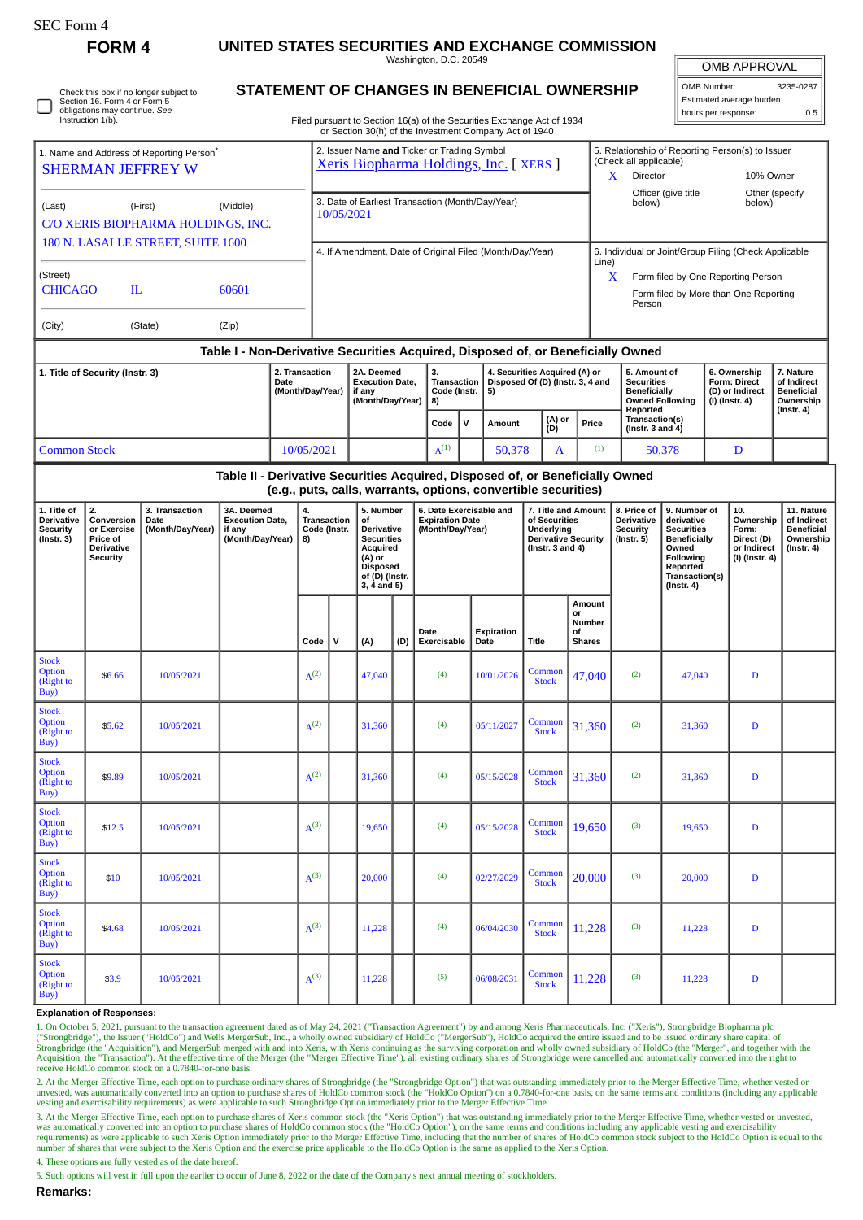SEC Form 4

# FORM 4

## UNITED STATES SECURITIES AND EXCHANGE COMMISSION

Washington, D.C. 20549

## STATEMENT OF CHANGES IN BENEFICIAL OWNERSHIP

Filed pursuant to Section 16(a) of the Securities Exchange Act of 1934 or Section 30(h) of the Investment Company Act of 1940

| OMB APPROVAL | |
|---|---|
| OMB Number: | 3235-0287 |
| Estimated average burden | |
| hours per response: | 0.5 |

☐ Check this box if no longer subject to Section 16. Form 4 or Form 5 obligations may continue. *See* Instruction 1(b).

1. Name and Address of Reporting Person*
SHERMAN JEFFREY W

(Last) (First) (Middle)
C/O XERIS BIOPHARMA HOLDINGS, INC.
180 N. LASALLE STREET, SUITE 1600

(Street)
CHICAGO IL 60601

(City) (State) (Zip)

2. Issuer Name **and** Ticker or Trading Symbol
Xeris Biopharma Holdings, Inc. [ XERS ]

3. Date of Earliest Transaction (Month/Day/Year)
10/05/2021

4. If Amendment, Date of Original Filed (Month/Day/Year)

5. Relationship of Reporting Person(s) to Issuer (Check all applicable)
X Director
10% Owner
Officer (give title below)
Other (specify below)

6. Individual or Joint/Group Filing (Check Applicable Line)
X Form filed by One Reporting Person
Form filed by More than One Reporting Person

### Table I - Non-Derivative Securities Acquired, Disposed of, or Beneficially Owned

| 1. Title of Security (Instr. 3) | 2. Transaction Date (Month/Day/Year) | 2A. Deemed Execution Date, if any (Month/Day/Year) | 3. Transaction Code (Instr. 8) | | 4. Securities Acquired (A) or Disposed Of (D) (Instr. 3, 4 and 5) | | | 5. Amount of Securities Beneficially Owned Following Reported Transaction(s) (Instr. 3 and 4) | 6. Ownership Form: Direct (D) or Indirect (I) (Instr. 4) | 7. Nature of Indirect Beneficial Ownership (Instr. 4) |
|---|---|---|---|---|---|---|---|---|---|---|
| | | | Code | V | Amount | (A) or (D) | Price | | | |
| Common Stock | 10/05/2021 | | A[(1)] | | 50,378 | A | [(1)] | 50,378 | D | |

### Table II - Derivative Securities Acquired, Disposed of, or Beneficially Owned (e.g., puts, calls, warrants, options, convertible securities)

| 1. Title of Derivative Security (Instr. 3) | 2. Conversion or Exercise Price of Derivative Security | 3. Transaction Date (Month/Day/Year) | 3A. Deemed Execution Date, if any (Month/Day/Year) | 4. Transaction Code (Instr. 8) | | 5. Number of Derivative Securities Acquired (A) or Disposed of (D) (Instr. 3, 4 and 5) | | 6. Date Exercisable and Expiration Date (Month/Day/Year) | | 7. Title and Amount of Securities Underlying Derivative Security (Instr. 3 and 4) | | 8. Price of Derivative Security (Instr. 5) | 9. Number of derivative Securities Beneficially Owned Following Reported Transaction(s) (Instr. 4) | 10. Ownership Form: Direct (D) or Indirect (I) (Instr. 4) | 11. Nature of Indirect Beneficial Ownership (Instr. 4) |
|---|---|---|---|---|---|---|---|---|---|---|---|---|---|---|---|
| | | | | Code | V | (A) | (D) | Date Exercisable | Expiration Date | Title | Amount or Number of Shares | | | | |
| Stock Option (Right to Buy) | $6.66 | 10/05/2021 | | A[(2)] | | 47,040 | | [(4)] | 10/01/2026 | Common Stock | 47,040 | [(2)] | 47,040 | D | |
| Stock Option (Right to Buy) | $5.62 | 10/05/2021 | | A[(2)] | | 31,360 | | [(4)] | 05/11/2027 | Common Stock | 31,360 | [(2)] | 31,360 | D | |
| Stock Option (Right to Buy) | $9.89 | 10/05/2021 | | A[(2)] | | 31,360 | | [(4)] | 05/15/2028 | Common Stock | 31,360 | [(2)] | 31,360 | D | |
| Stock Option (Right to Buy) | $12.5 | 10/05/2021 | | A[(3)] | | 19,650 | | [(4)] | 05/15/2028 | Common Stock | 19,650 | [(3)] | 19,650 | D | |
| Stock Option (Right to Buy) | $10 | 10/05/2021 | | A[(3)] | | 20,000 | | [(4)] | 02/27/2029 | Common Stock | 20,000 | [(3)] | 20,000 | D | |
| Stock Option (Right to Buy) | $4.68 | 10/05/2021 | | A[(3)] | | 11,228 | | [(4)] | 06/04/2030 | Common Stock | 11,228 | [(3)] | 11,228 | D | |
| Stock Option (Right to Buy) | $3.9 | 10/05/2021 | | A[(3)] | | 11,228 | | [(5)] | 06/08/2031 | Common Stock | 11,228 | [(3)] | 11,228 | D | |

**Explanation of Responses:**

1. On October 5, 2021, pursuant to the transaction agreement dated as of May 24, 2021 ("Transaction Agreement") by and among Xeris Pharmaceuticals, Inc. ("Xeris"), Strongbridge Biopharma plc ("Strongbridge"), the Issuer ("HoldCo") and Wells MergerSub, Inc., a wholly owned subsidiary of HoldCo ("MergerSub"), HoldCo acquired the entire issued and to be issued ordinary share capital of Strongbridge (the "Acquisition"), and MergerSub merged with and into Xeris, with Xeris continuing as the surviving corporation and wholly owned subsidiary of HoldCo (the "Merger", and together with the Acquisition, the "Transaction"). At the effective time of the Merger (the "Merger Effective Time"), all existing ordinary shares of Strongbridge were cancelled and automatically converted into the right to receive HoldCo common stock on a 0.7840-for-one basis.

2. At the Merger Effective Time, each option to purchase ordinary shares of Strongbridge (the "Strongbridge Option") that was outstanding immediately prior to the Merger Effective Time, whether vested or unvested, was automatically converted into an option to purchase shares of HoldCo common stock (the "HoldCo Option") on a 0.7840-for-one basis, on the same terms and conditions (including any applicable vesting and exercisability requirements) as were applicable to such Strongbridge Option immediately prior to the Merger Effective Time.

3. At the Merger Effective Time, each option to purchase shares of Xeris common stock (the "Xeris Option") that was outstanding immediately prior to the Merger Effective Time, whether vested or unvested, was automatically converted into an option to purchase shares of HoldCo common stock (the "HoldCo Option"), on the same terms and conditions including any applicable vesting and exercisability requirements) as were applicable to such Xeris Option immediately prior to the Merger Effective Time, including that the number of shares of HoldCo common stock subject to the HoldCo Option is equal to the number of shares that were subject to the Xeris Option and the exercise price applicable to the HoldCo Option is the same as applied to the Xeris Option.

4. These options are fully vested as of the date hereof.

5. Such options will vest in full upon the earlier to occur of June 8, 2022 or the date of the Company's next annual meeting of stockholders.

**Remarks:**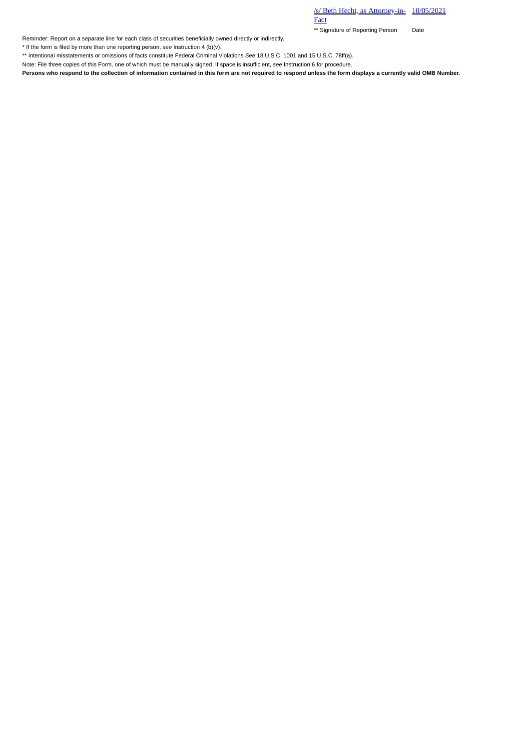| | |
|---|---|
| /s/ Beth Hecht, as Attorney-in-Fact | 10/05/2021 |
| ** Signature of Reporting Person | Date |

Reminder: Report on a separate line for each class of securities beneficially owned directly or indirectly.

* If the form is filed by more than one reporting person, *see* Instruction 4 (b)(v).

** Intentional misstatements or omissions of facts constitute Federal Criminal Violations *See* 18 U.S.C. 1001 and 15 U.S.C. 78ff(a).

Note: File three copies of this Form, one of which must be manually signed. If space is insufficient, *see* Instruction 6 for procedure.

**Persons who respond to the collection of information contained in this form are not required to respond unless the form displays a currently valid OMB Number.**